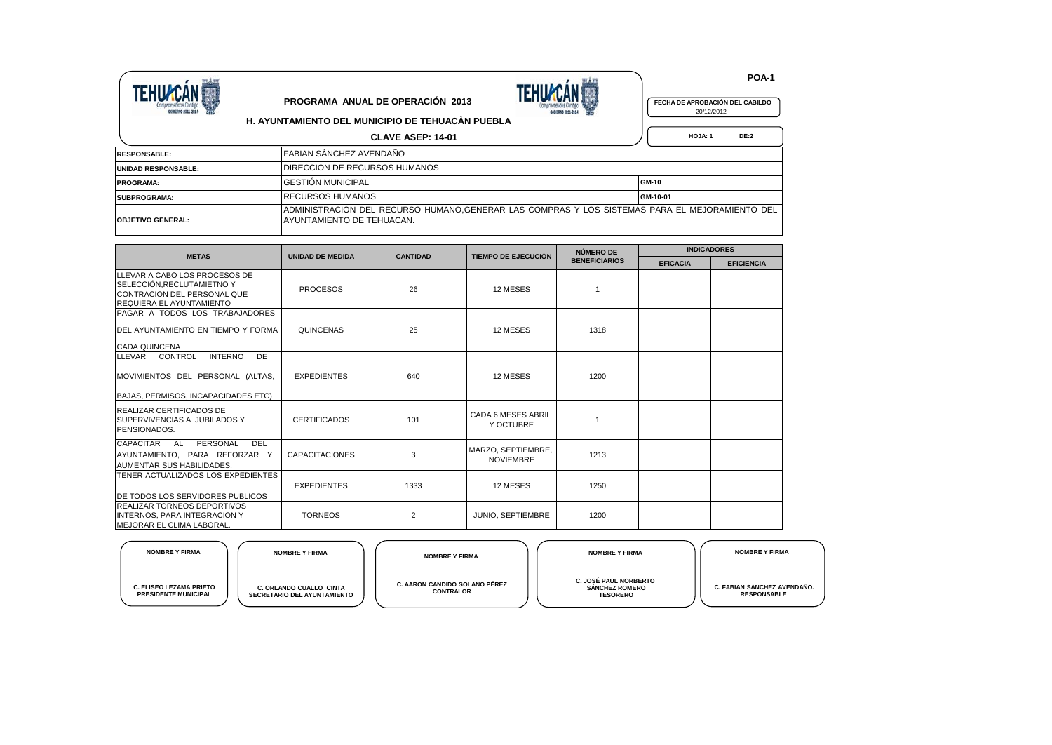POA-1

# PROGRAMA ANUAL DE OPERACIÓN 2013

## H. AYUNTAMIENTO DEL MUNICIPIO DE TEHUACÀN PUEBLA

**CLAVE ASEP: 14-01**

**FECHA DE APROBACIÓN DEL CABILDO** 20/12/2012

**HOJA: 1 DE:2**

| | | |
|---|---|---|
| **RESPONSABLE:** | FABIAN SÁNCHEZ AVENDAÑO | |
| **UNIDAD RESPONSABLE:** | DIRECCION DE RECURSOS HUMANOS | |
| **PROGRAMA:** | GESTIÓN MUNICIPAL | GM-10 |
| **SUBPROGRAMA:** | RECURSOS HUMANOS | GM-10-01 |
| **OBJETIVO GENERAL:** | ADMINISTRACION DEL RECURSO HUMANO,GENERAR LAS COMPRAS Y LOS SISTEMAS PARA EL MEJORAMIENTO DEL AYUNTAMIENTO DE TEHUACAN. | |

| METAS | UNIDAD DE MEDIDA | CANTIDAD | TIEMPO DE EJECUCIÓN | NÚMERO DE BENEFICIARIOS | INDICADORES | |
|---|---|---|---|---|---|---|
| | | | | | EFICACIA | EFICIENCIA |
| LLEVAR A CABO LOS PROCESOS DE SELECCIÓN,RECLUTAMIETNO Y CONTRACION DEL PERSONAL QUE REQUIERA EL AYUNTAMIENTO | PROCESOS | 26 | 12 MESES | 1 | | |
| PAGAR A TODOS LOS TRABAJADORES DEL AYUNTAMIENTO EN TIEMPO Y FORMA CADA QUINCENA | QUINCENAS | 25 | 12 MESES | 1318 | | |
| LLEVAR CONTROL INTERNO DE MOVIMIENTOS DEL PERSONAL (ALTAS, BAJAS, PERMISOS, INCAPACIDADES ETC) | EXPEDIENTES | 640 | 12 MESES | 1200 | | |
| REALIZAR CERTIFICADOS DE SUPERVIVENCIAS A JUBILADOS Y PENSIONADOS. | CERTIFICADOS | 101 | CADA 6 MESES ABRIL Y OCTUBRE | 1 | | |
| CAPACITAR AL PERSONAL DEL AYUNTAMIENTO, PARA REFORZAR Y AUMENTAR SUS HABILIDADES. | CAPACITACIONES | 3 | MARZO, SEPTIEMBRE, NOVIEMBRE | 1213 | | |
| TENER ACTUALIZADOS LOS EXPEDIENTES DE TODOS LOS SERVIDORES PUBLICOS | EXPEDIENTES | 1333 | 12 MESES | 1250 | | |
| REALIZAR TORNEOS DEPORTIVOS INTERNOS, PARA INTEGRACION Y MEJORAR EL CLIMA LABORAL. | TORNEOS | 2 | JUNIO, SEPTIEMBRE | 1200 | | |

| NOMBRE Y FIRMA | NOMBRE Y FIRMA | NOMBRE Y FIRMA | NOMBRE Y FIRMA | NOMBRE Y FIRMA |
|---|---|---|---|---|
| C. ELISEO LEZAMA PRIETO<br>PRESIDENTE MUNICIPAL | C. ORLANDO CUALLO CINTA<br>SECRETARIO DEL AYUNTAMIENTO | C. AARON CANDIDO SOLANO PÉREZ<br>CONTRALOR | C. JOSÉ PAUL NORBERTO SÁNCHEZ ROMERO<br>TESORERO | C. FABIAN SÁNCHEZ AVENDAÑO.<br>RESPONSABLE |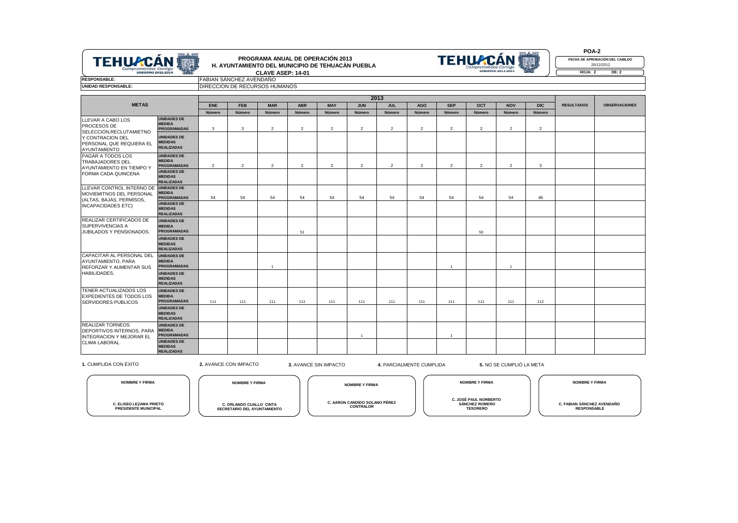# PROGRAMA ANUAL DE OPERACIÓN 2013

## H. AYUNTAMIENTO DEL MUNICIPIO DE TEHUACÁN PUEBLA

**CLAVE ASEP: 14-01**

**POA-2**

FECHA DE APROBACIÓN DEL CABILDO: 20/12/2012

HOJA: 2 DE: 2

**RESPONSABLE:** FABIAN SÁNCHEZ AVENDAÑO

**UNIDAD RESPONSABLE:** DIRECCION DE RECURSOS HUMANOS

| METAS | | 2013 | | | | | | | | | | | | RESULTADOS | OBSERVACIONES |
|---|---|---|---|---|---|---|---|---|---|---|---|---|---|---|---|
| | | ENE | FEB | MAR | ABR | MAY | JUN | JUL | AGO | SEP | OCT | NOV | DIC | | |
| | | Número | Número | Número | Número | Número | Número | Número | Número | Número | Número | Número | Número | | |
| LLEVAR A CABO LOS PROCESOS DE SELECCIÓN,RECLUTAMIETNO Y CONTRACION DEL PERSONAL QUE REQUIERA EL AYUNTAMIENTO | UNIDADES DE MEDIDA PROGRAMADAS | 3 | 3 | 2 | 2 | 2 | 2 | 2 | 2 | 2 | 2 | 2 | 2 | | |
| | UNIDADES DE MEDIDAS REALIZADAS | | | | | | | | | | | | | | |
| PAGAR A TODOS LOS TRABAJADORES DEL AYUNTAMIENTO EN TIEMPO Y FORMA CADA QUINCENA | UNIDADES DE MEDIDA PROGRAMADAS | 2 | 2 | 2 | 2 | 2 | 2 | 2 | 2 | 2 | 2 | 2 | 3 | | |
| | UNIDADES DE MEDIDAS REALIZADAS | | | | | | | | | | | | | | |
| LLEVAR CONTROL INTERNO DE MOVIEMITNOS DEL PERSONAL (ALTAS, BAJAS, PERMISOS, INCAPACIDADES ETC) | UNIDADES DE MEDIDA PROGRAMADAS | 54 | 54 | 54 | 54 | 54 | 54 | 54 | 54 | 54 | 54 | 54 | 46 | | |
| | UNIDADES DE MEDIDAS REALIZADAS | | | | | | | | | | | | | | |
| REALIZAR CERTIFICADOS DE SUPERVIVENCIAS A JUBILADOS Y PENSIONADOS. | UNIDADES DE MEDIDA PROGRAMADAS | | | | 51 | | | | | | 50 | | | | |
| | UNIDADES DE MEDIDAS REALIZADAS | | | | | | | | | | | | | | |
| CAPACITAR AL PERSONAL DEL AYUNTAMIENTO, PARA REFORZAR Y AUMENTAR SUS HABILIDADES. | UNIDADES DE MEDIDA PROGRAMADAS | | | 1 | | | | | | 1 | | 1 | | | |
| | UNIDADES DE MEDIDAS REALIZADAS | | | | | | | | | | | | | | |
| TENER ACTUALIZADOS LOS EXPEDIENTES DE TODOS LOS SERVIDORES PUBLICOS | UNIDADES DE MEDIDA PROGRAMADAS | 111 | 111 | 111 | 111 | 111 | 111 | 111 | 111 | 111 | 111 | 111 | 112 | | |
| | UNIDADES DE MEDIDAS REALIZADAS | | | | | | | | | | | | | | |
| REALIZAR TORNEOS DEPORTIVOS INTERNOS, PARA INTEGRACION Y MEJORAR EL CLIMA LABORAL. | UNIDADES DE MEDIDA PROGRAMADAS | | | | | | 1 | | | 1 | | | | | |
| | UNIDADES DE MEDIDAS REALIZADAS | | | | | | | | | | | | | | |

**1.** CUMPLIDA CON ÉXITO **2.** AVANCE CON IMPACTO **3.** AVANCE SIN IMPACTO **4.** PARCIALMENTE CUMPLIDA **5.** NO SE CUMPLIÓ LA META

| NOMBRE Y FIRMA | NOMBRE Y FIRMA | NOMBRE Y FIRMA | NOMBRE Y FIRMA | NOMBRE Y FIRMA |
|---|---|---|---|---|
| C. ELISEO LEZAMA PRIETO<br>PRESIDENTE MUNICIPAL | C. ORLANDO CUALLO CINTA<br>SECRETARIO DEL AYUNTAMIENTO | C. AARON CANDIDO SOLANO PÉREZ<br>CONTRALOR | C. JOSÉ PAUL NORBERTO SÁNCHEZ ROMERO<br>TESORERO | C. FABIAN SÁNCHEZ AVENDAÑO<br>RESPONSABLE |